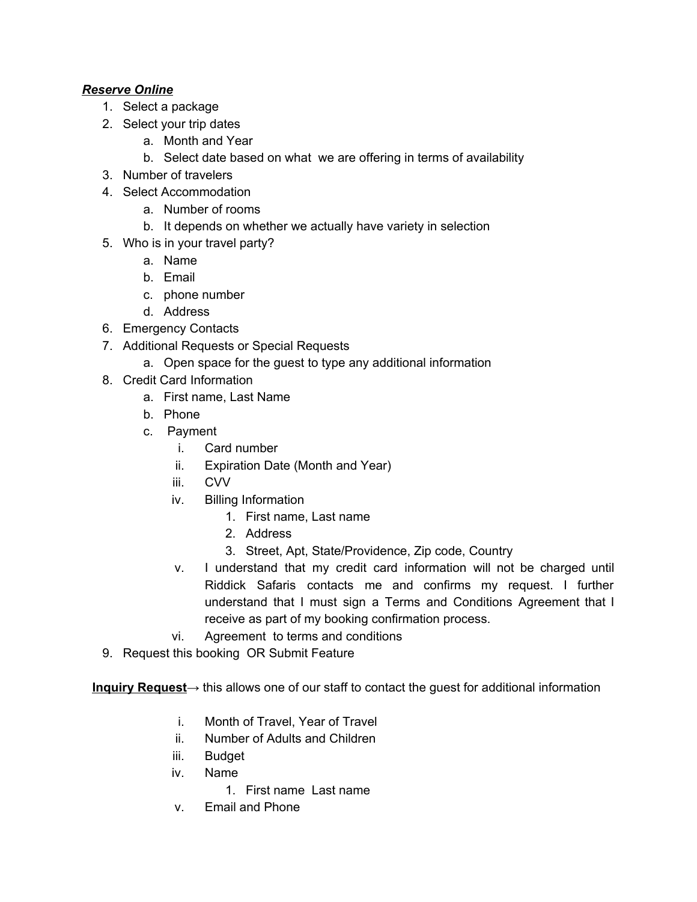***Reserve Online***

1. Select a package
2. Select your trip dates
    a. Month and Year
    b. Select date based on what  we are offering in terms of availability
3. Number of travelers
4. Select Accommodation
    a. Number of rooms
    b. It depends on whether we actually have variety in selection
5. Who is in your travel party?
    a. Name
    b. Email
    c. phone number
    d. Address
6. Emergency Contacts
7. Additional Requests or Special Requests
    a. Open space for the guest to type any additional information
8. Credit Card Information
    a. First name, Last Name
    b. Phone
    c. Payment
        i. Card number
        ii. Expiration Date (Month and Year)
        iii. CVV
        iv. Billing Information
            1. First name, Last name
            2. Address
            3. Street, Apt, State/Providence, Zip code, Country
        v. I understand that my credit card information will not be charged until Riddick Safaris contacts me and confirms my request. I further understand that I must sign a Terms and Conditions Agreement that I receive as part of my booking confirmation process.
        vi. Agreement  to terms and conditions
9. Request this booking  OR Submit Feature

**<u>Inquiry Request</u>**→ this allows one of our staff to contact the guest for additional information

i. Month of Travel, Year of Travel
ii. Number of Adults and Children
iii. Budget
iv. Name
    1. First name  Last name
v. Email and Phone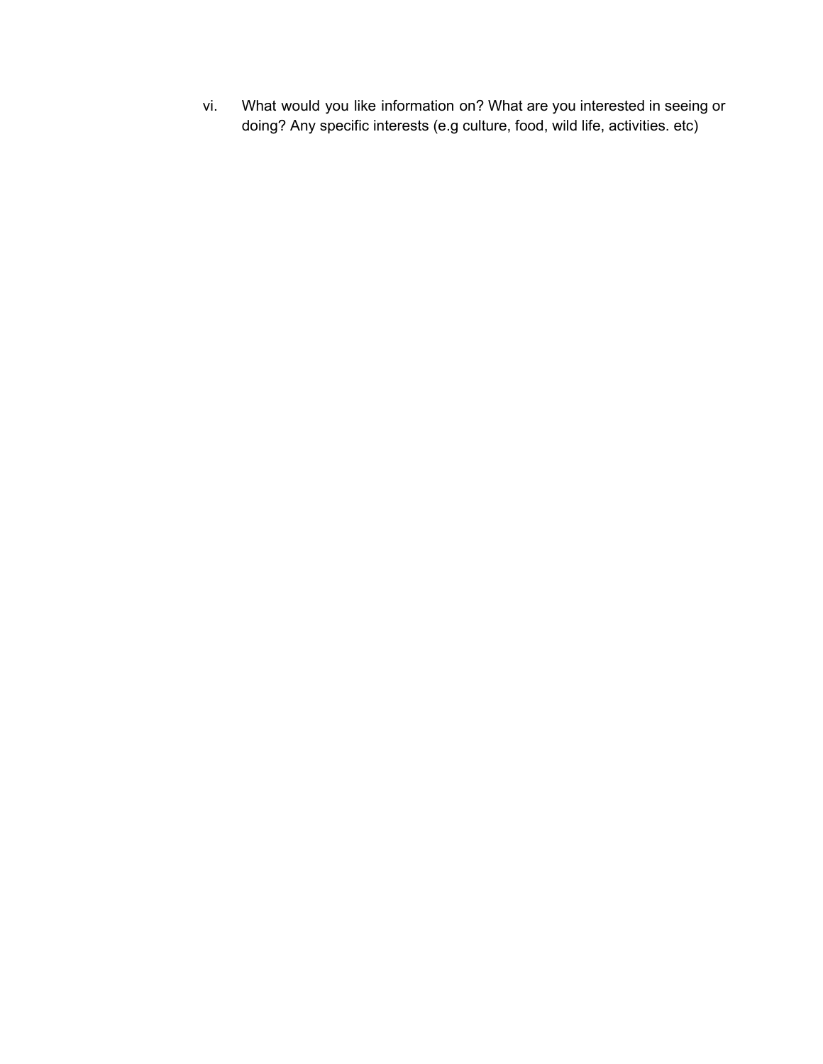vi. What would you like information on? What are you interested in seeing or doing? Any specific interests (e.g culture, food, wild life, activities. etc)